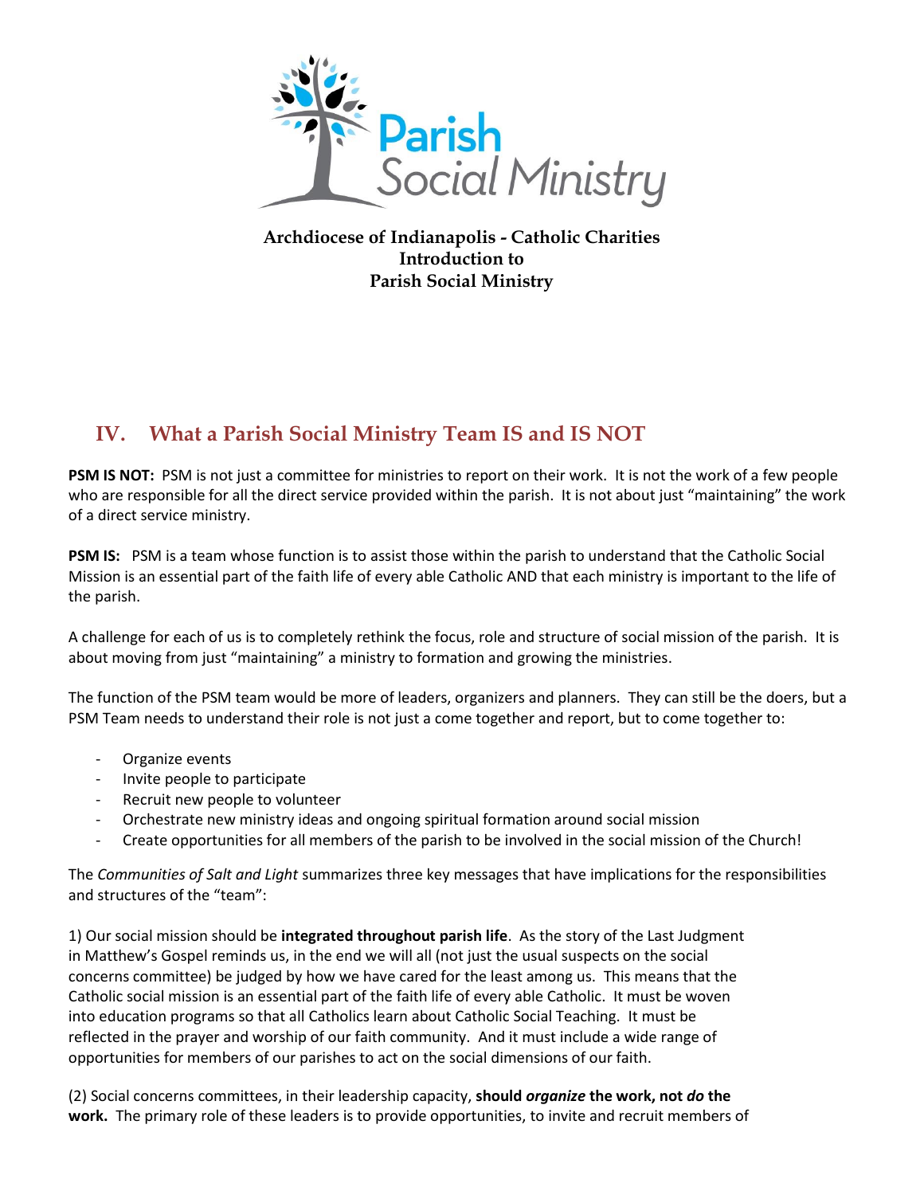Parish Social Ministry

**Archdiocese of Indianapolis - Catholic Charities**
**Introduction to**
**Parish Social Ministry**

## IV. What a Parish Social Ministry Team IS and IS NOT

**PSM IS NOT:** PSM is not just a committee for ministries to report on their work. It is not the work of a few people who are responsible for all the direct service provided within the parish. It is not about just "maintaining" the work of a direct service ministry.

**PSM IS:** PSM is a team whose function is to assist those within the parish to understand that the Catholic Social Mission is an essential part of the faith life of every able Catholic AND that each ministry is important to the life of the parish.

A challenge for each of us is to completely rethink the focus, role and structure of social mission of the parish. It is about moving from just "maintaining" a ministry to formation and growing the ministries.

The function of the PSM team would be more of leaders, organizers and planners. They can still be the doers, but a PSM Team needs to understand their role is not just a come together and report, but to come together to:

- Organize events
- Invite people to participate
- Recruit new people to volunteer
- Orchestrate new ministry ideas and ongoing spiritual formation around social mission
- Create opportunities for all members of the parish to be involved in the social mission of the Church!

The *Communities of Salt and Light* summarizes three key messages that have implications for the responsibilities and structures of the "team":

1) Our social mission should be **integrated throughout parish life**. As the story of the Last Judgment in Matthew's Gospel reminds us, in the end we will all (not just the usual suspects on the social concerns committee) be judged by how we have cared for the least among us. This means that the Catholic social mission is an essential part of the faith life of every able Catholic. It must be woven into education programs so that all Catholics learn about Catholic Social Teaching. It must be reflected in the prayer and worship of our faith community. And it must include a wide range of opportunities for members of our parishes to act on the social dimensions of our faith.

(2) Social concerns committees, in their leadership capacity, **should *organize* the work, not *do* the work.** The primary role of these leaders is to provide opportunities, to invite and recruit members of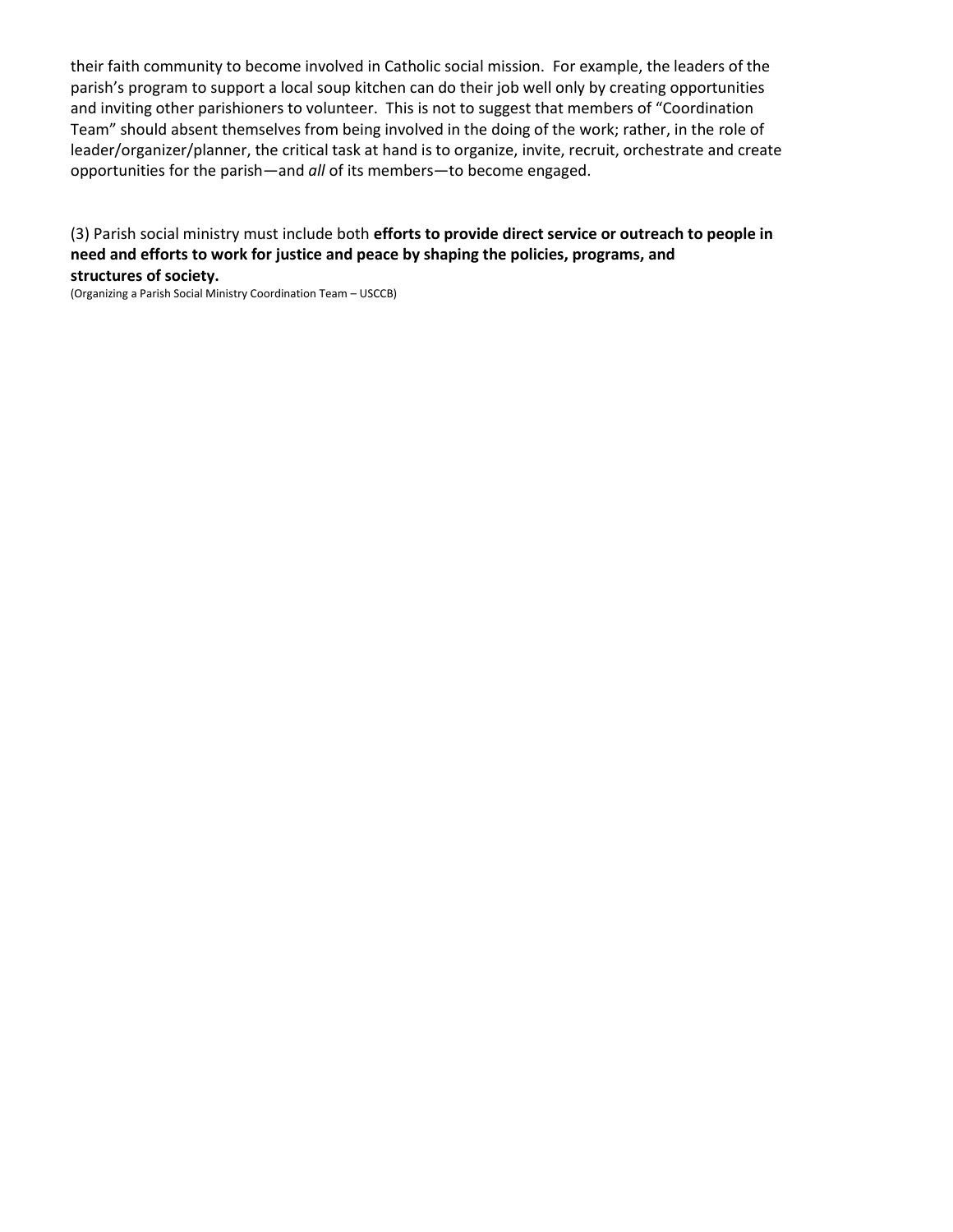their faith community to become involved in Catholic social mission. For example, the leaders of the parish's program to support a local soup kitchen can do their job well only by creating opportunities and inviting other parishioners to volunteer. This is not to suggest that members of "Coordination Team" should absent themselves from being involved in the doing of the work; rather, in the role of leader/organizer/planner, the critical task at hand is to organize, invite, recruit, orchestrate and create opportunities for the parish—and *all* of its members—to become engaged.

(3) Parish social ministry must include both **efforts to provide direct service or outreach to people in need and efforts to work for justice and peace by shaping the policies, programs, and structures of society.**

(Organizing a Parish Social Ministry Coordination Team – USCCB)